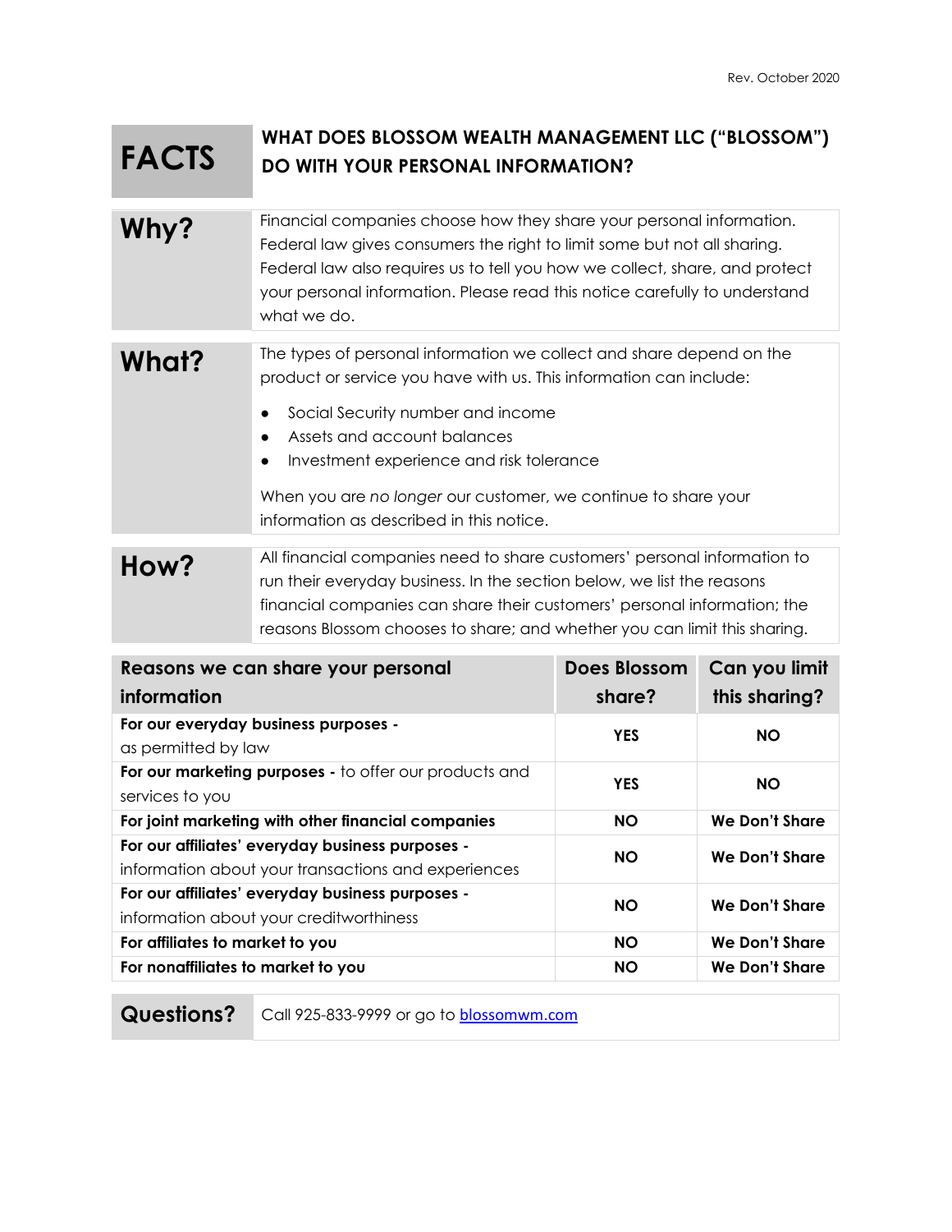Rev. October 2020

# FACTS

## WHAT DOES BLOSSOM WEALTH MANAGEMENT LLC ("BLOSSOM") DO WITH YOUR PERSONAL INFORMATION?

| | |
|---|---|
| **Why?** | Financial companies choose how they share your personal information. Federal law gives consumers the right to limit some but not all sharing. Federal law also requires us to tell you how we collect, share, and protect your personal information. Please read this notice carefully to understand what we do. |
| **What?** | The types of personal information we collect and share depend on the product or service you have with us. This information can include:<br>● Social Security number and income<br>● Assets and account balances<br>● Investment experience and risk tolerance<br><br>When you are *no longer* our customer, we continue to share your information as described in this notice. |
| **How?** | All financial companies need to share customers' personal information to run their everyday business. In the section below, we list the reasons financial companies can share their customers' personal information; the reasons Blossom chooses to share; and whether you can limit this sharing. |

| Reasons we can share your personal information | Does Blossom share? | Can you limit this sharing? |
|---|---|---|
| **For our everyday business purposes -** as permitted by law | **YES** | **NO** |
| **For our marketing purposes -** to offer our products and services to you | **YES** | **NO** |
| **For joint marketing with other financial companies** | **NO** | **We Don't Share** |
| **For our affiliates' everyday business purposes -** information about your transactions and experiences | **NO** | **We Don't Share** |
| **For our affiliates' everyday business purposes -** information about your creditworthiness | **NO** | **We Don't Share** |
| **For affiliates to market to you** | **NO** | **We Don't Share** |
| **For nonaffiliates to market to you** | **NO** | **We Don't Share** |

| | |
|---|---|
| **Questions?** | Call 925-833-9999 or go to blossomwm.com |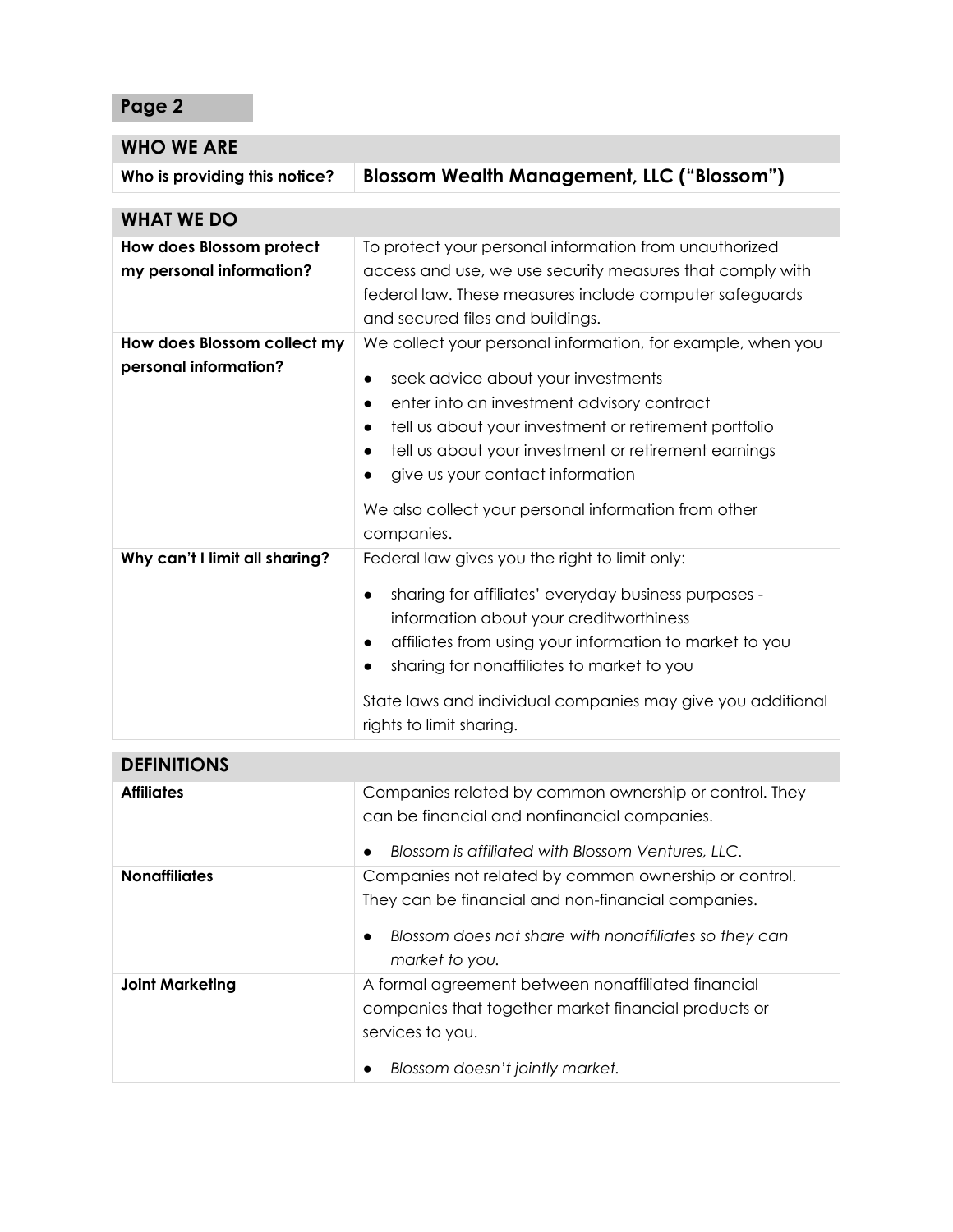## Page 2

| WHO WE ARE | |
|---|---|
| **Who is providing this notice?** | **Blossom Wealth Management, LLC ("Blossom")** |

| WHAT WE DO | |
|---|---|
| **How does Blossom protect my personal information?** | To protect your personal information from unauthorized access and use, we use security measures that comply with federal law. These measures include computer safeguards and secured files and buildings. |
| **How does Blossom collect my personal information?** | We collect your personal information, for example, when you<br>● seek advice about your investments<br>● enter into an investment advisory contract<br>● tell us about your investment or retirement portfolio<br>● tell us about your investment or retirement earnings<br>● give us your contact information<br><br>We also collect your personal information from other companies. |
| **Why can't I limit all sharing?** | Federal law gives you the right to limit only:<br>● sharing for affiliates' everyday business purposes - information about your creditworthiness<br>● affiliates from using your information to market to you<br>● sharing for nonaffiliates to market to you<br><br>State laws and individual companies may give you additional rights to limit sharing. |

| DEFINITIONS | |
|---|---|
| **Affiliates** | Companies related by common ownership or control. They can be financial and nonfinancial companies.<br>● *Blossom is affiliated with Blossom Ventures, LLC.* |
| **Nonaffiliates** | Companies not related by common ownership or control. They can be financial and non-financial companies.<br>● *Blossom does not share with nonaffiliates so they can market to you.* |
| **Joint Marketing** | A formal agreement between nonaffiliated financial companies that together market financial products or services to you.<br>● *Blossom doesn't jointly market.* |